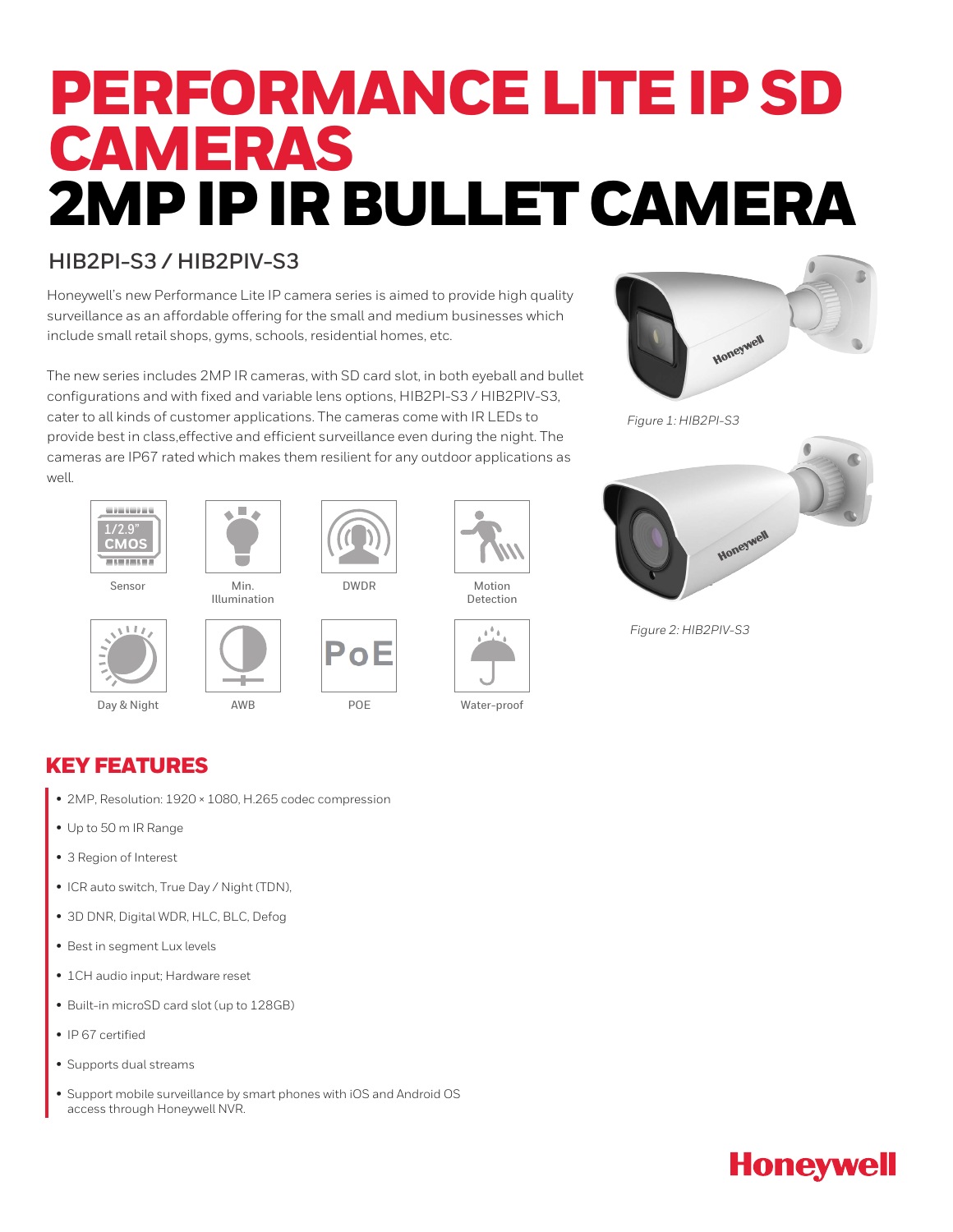# PERFORMANCE LITE IP SD CAMERAS
# 2MP IP IR BULLET CAMERA

## HIB2PI-S3 / HIB2PIV-S3

Honeywell's new Performance Lite IP camera series is aimed to provide high quality surveillance as an affordable offering for the small and medium businesses which include small retail shops, gyms, schools, residential homes, etc.

The new series includes 2MP IR cameras, with SD card slot, in both eyeball and bullet configurations and with fixed and variable lens options, HIB2PI-S3 / HIB2PIV-S3, cater to all kinds of customer applications. The cameras come with IR LEDs to provide best in class,effective and efficient surveillance even during the night. The cameras are IP67 rated which makes them resilient for any outdoor applications as well.

*Figure 1: HIB2PI-S3*

*Figure 2: HIB2PIV-S3*

1/2.9" CMOS

Sensor | Min. Illumination | DWDR | Motion Detection

Day & Night | AWB | POE | Water-proof

## KEY FEATURES

- 2MP, Resolution: 1920 × 1080, H.265 codec compression
- Up to 50 m IR Range
- 3 Region of Interest
- ICR auto switch, True Day / Night (TDN),
- 3D DNR, Digital WDR, HLC, BLC, Defog
- Best in segment Lux levels
- 1CH audio input; Hardware reset
- Built-in microSD card slot (up to 128GB)
- IP 67 certified
- Supports dual streams
- Support mobile surveillance by smart phones with iOS and Android OS access through Honeywell NVR.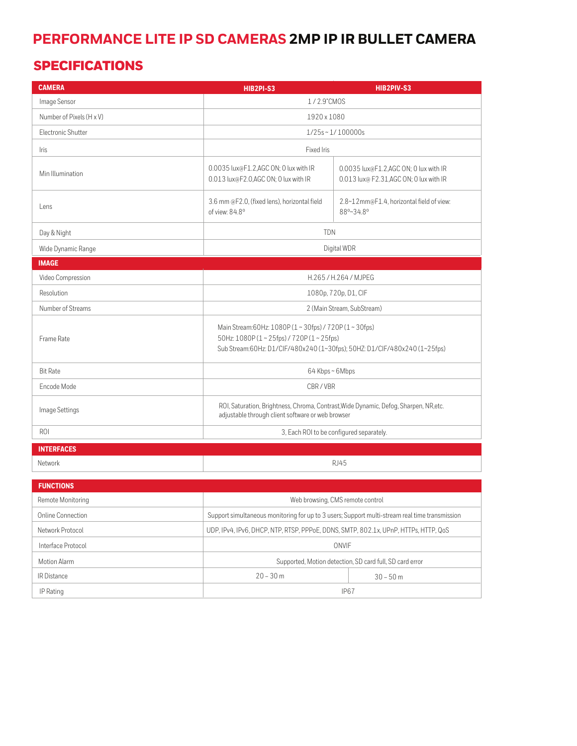# PERFORMANCE LITE IP SD CAMERAS 2MP IP IR BULLET CAMERA

## SPECIFICATIONS

| CAMERA | HIB2PI-S3 | HIB2PIV-S3 |
|---|---|---|
| Image Sensor | 1 / 2.9"CMOS | |
| Number of Pixels (H x V) | 1920 x 1080 | |
| Electronic Shutter | 1/25s ~ 1/ 100000s | |
| Iris | Fixed Iris | |
| Min Illumination | 0.0035 lux@F1.2,AGC ON; 0 lux with IR<br>0.013 lux@F2.0,AGC ON; 0 lux with IR | 0.0035 lux@F1.2,AGC ON; 0 lux with IR<br>0.013 lux@ F2.31,AGC ON; 0 lux with IR |
| Lens | 3.6 mm @F2.0, (fixed lens), horizontal field of view: 84.8° | 2.8~12mm@F1.4, horizontal field of view: 88°~34.8° |
| Day & Night | TDN | |
| Wide Dynamic Range | Digital WDR | |
| **IMAGE** | | |
| Video Compression | H.265 / H.264 / MJPEG | |
| Resolution | 1080p, 720p, D1, CIF | |
| Number of Streams | 2 (Main Stream, SubStream) | |
| Frame Rate | Main Stream:60Hz: 1080P (1 ~ 30fps) / 720P (1 ~ 30fps)<br>50Hz: 1080P (1 ~ 25fps) / 720P (1 ~ 25fps)<br>Sub Stream:60Hz: D1/CIF/480x240 (1~30fps); 50HZ: D1/CIF/480x240 (1~25fps) | |
| Bit Rate | 64 Kbps ~ 6Mbps | |
| Encode Mode | CBR / VBR | |
| Image Settings | ROI, Saturation, Brightness, Chroma, Contrast,Wide Dynamic, Defog, Sharpen, NR,etc. adjustable through client software or web browser | |
| ROI | 3, Each ROI to be configured separately. | |
| **INTERFACES** | | |
| Network | RJ45 | |
| **FUNCTIONS** | | |
| Remote Monitoring | Web browsing, CMS remote control | |
| Online Connection | Support simultaneous monitoring for up to 3 users; Support multi-stream real time transmission | |
| Network Protocol | UDP, IPv4, IPv6, DHCP, NTP, RTSP, PPPoE, DDNS, SMTP, 802.1x, UPnP, HTTPs, HTTP, QoS | |
| Interface Protocol | ONVIF | |
| Motion Alarm | Supported, Motion detection, SD card full, SD card error | |
| IR Distance | 20 – 30 m | 30 – 50 m |
| IP Rating | IP67 | |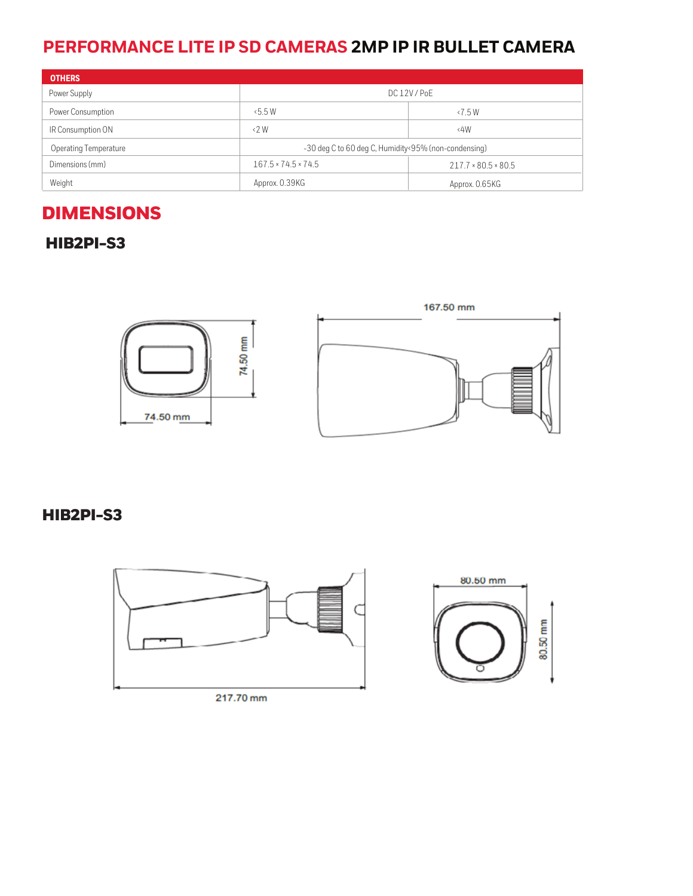# PERFORMANCE LITE IP SD CAMERAS 2MP IP IR BULLET CAMERA

| OTHERS | | |
|---|---|---|
| Power Supply | DC 12V / PoE | |
| Power Consumption | <5.5 W | <7.5 W |
| IR Consumption ON | <2 W | <4W |
| Operating Temperature | -30 deg C to 60 deg C, Humidity<95% (non-condensing) | |
| Dimensions (mm) | 167.5 × 74.5 × 74.5 | 217.7 × 80.5 × 80.5 |
| Weight | Approx. 0.39KG | Approx. 0.65KG |

## DIMENSIONS

### HIB2PI-S3

74.50 mm

74.50 mm

167.50 mm

### HIB2PI-S3

217.70 mm

80.50 mm

80.50 mm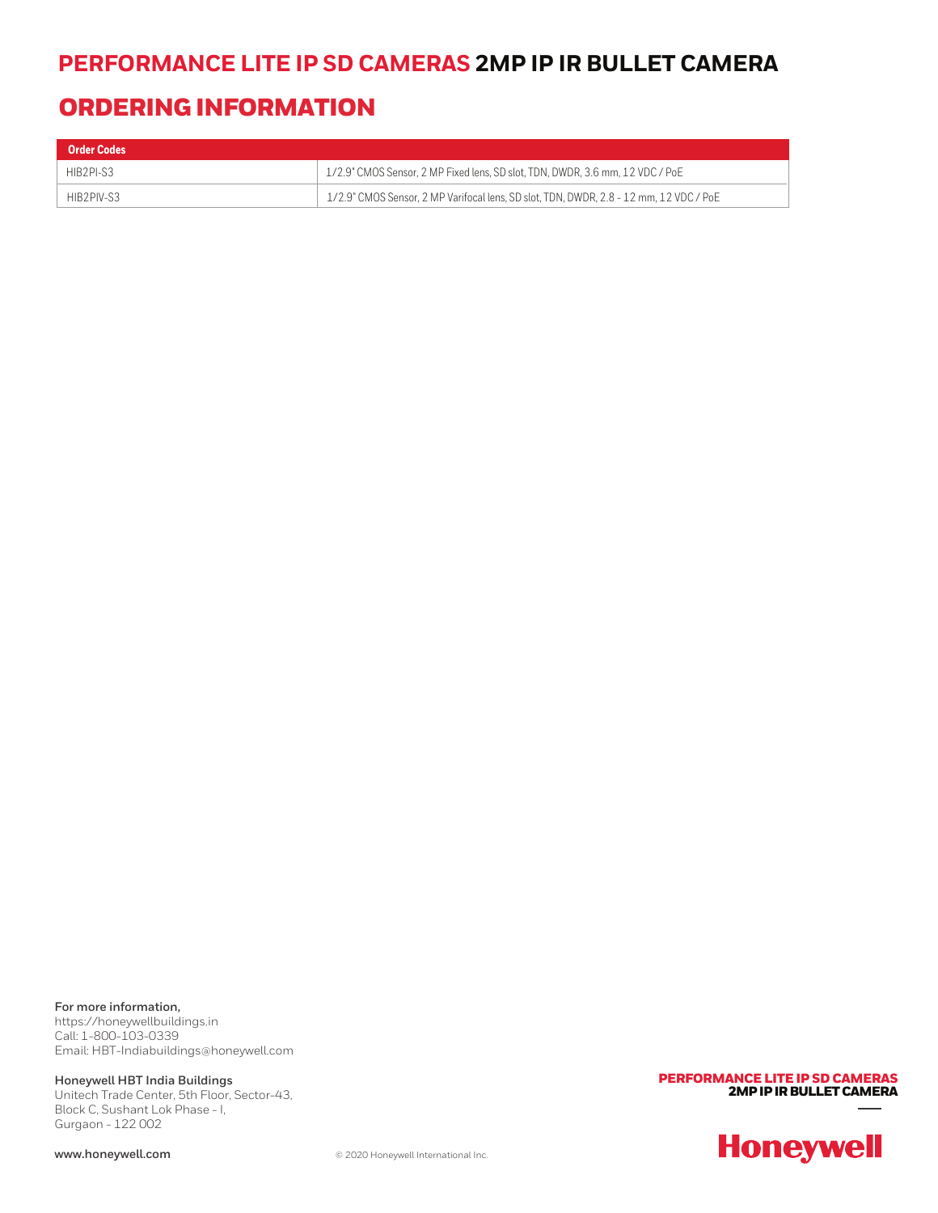# PERFORMANCE LITE IP SD CAMERAS 2MP IP IR BULLET CAMERA

## ORDERING INFORMATION

| Order Codes | |
|---|---|
| HIB2PI-S3 | 1/2.9" CMOS Sensor, 2 MP Fixed lens, SD slot, TDN, DWDR, 3.6 mm, 12 VDC / PoE |
| HIB2PIV-S3 | 1/2.9" CMOS Sensor, 2 MP Varifocal lens, SD slot, TDN, DWDR, 2.8 - 12 mm, 12 VDC / PoE |

**For more information,**
https://honeywellbuildings.in
Call: 1-800-103-0339
Email: HBT-Indiabuildings@honeywell.com

**Honeywell HBT India Buildings**
Unitech Trade Center, 5th Floor, Sector-43,
Block C, Sushant Lok Phase - I,
Gurgaon - 122 002

**www.honeywell.com**

© 2020 Honeywell International Inc.

**PERFORMANCE LITE IP SD CAMERAS**
**2MP IP IR BULLET CAMERA**

Honeywell